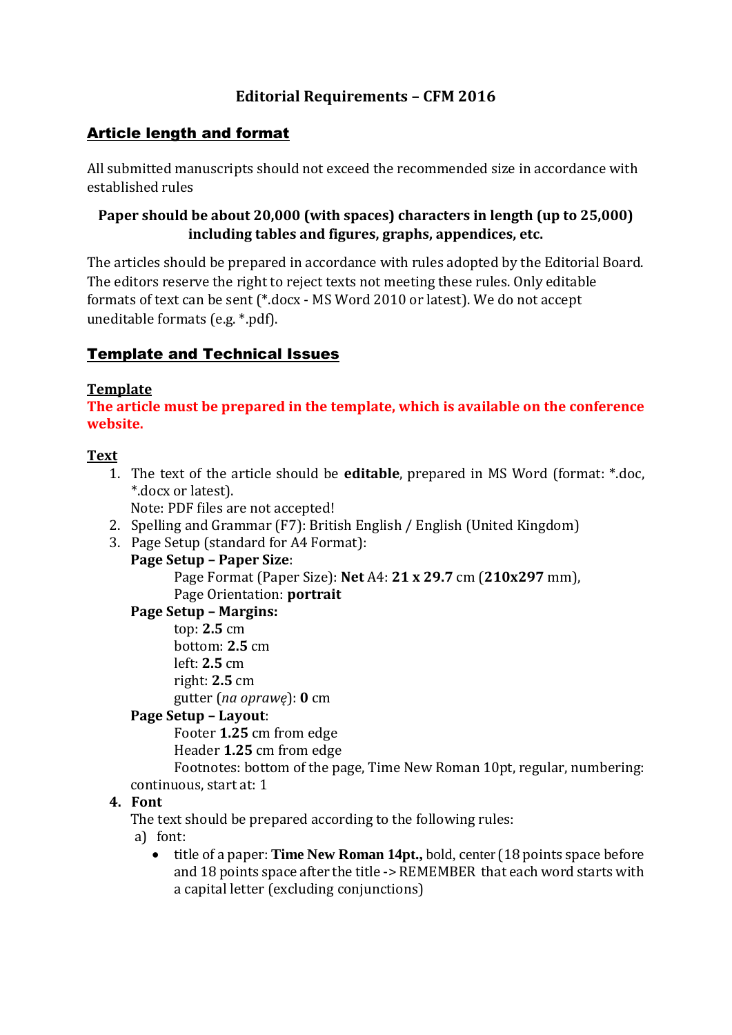# Editorial Requirements – CFM 2016

## Article length and format

All submitted manuscripts should not exceed the recommended size in accordance with established rules

**Paper should be about 20,000 (with spaces) characters in length (up to 25,000) including tables and figures, graphs, appendices, etc.**

The articles should be prepared in accordance with rules adopted by the Editorial Board. The editors reserve the right to reject texts not meeting these rules. Only editable formats of text can be sent (*.docx - MS Word 2010 or latest). We do not accept uneditable formats (e.g. *.pdf).

## Template and Technical Issues

### Template

**The article must be prepared in the template, which is available on the conference website.**

### Text

1. The text of the article should be **editable**, prepared in MS Word (format: *.doc, *.docx or latest).
   Note: PDF files are not accepted!
2. Spelling and Grammar (F7): British English / English (United Kingdom)
3. Page Setup (standard for A4 Format):
   **Page Setup – Paper Size**:
   - Page Format (Paper Size): **Net** A4: **21 x 29.7** cm (**210x297** mm),
   - Page Orientation: **portrait**

   **Page Setup – Margins:**
   - top: **2.5** cm
   - bottom: **2.5** cm
   - left: **2.5** cm
   - right: **2.5** cm
   - gutter (*na oprawę*): **0** cm

   **Page Setup – Layout**:
   - Footer **1.25** cm from edge
   - Header **1.25** cm from edge
   - Footnotes: bottom of the page, Time New Roman 10pt, regular, numbering: continuous, start at: 1
4. **Font**
   The text should be prepared according to the following rules:
   a) font:
   - title of a paper: **Time New Roman 14pt.,** bold, center (18 points space before and 18 points space after the title -> REMEMBER that each word starts with a capital letter (excluding conjunctions)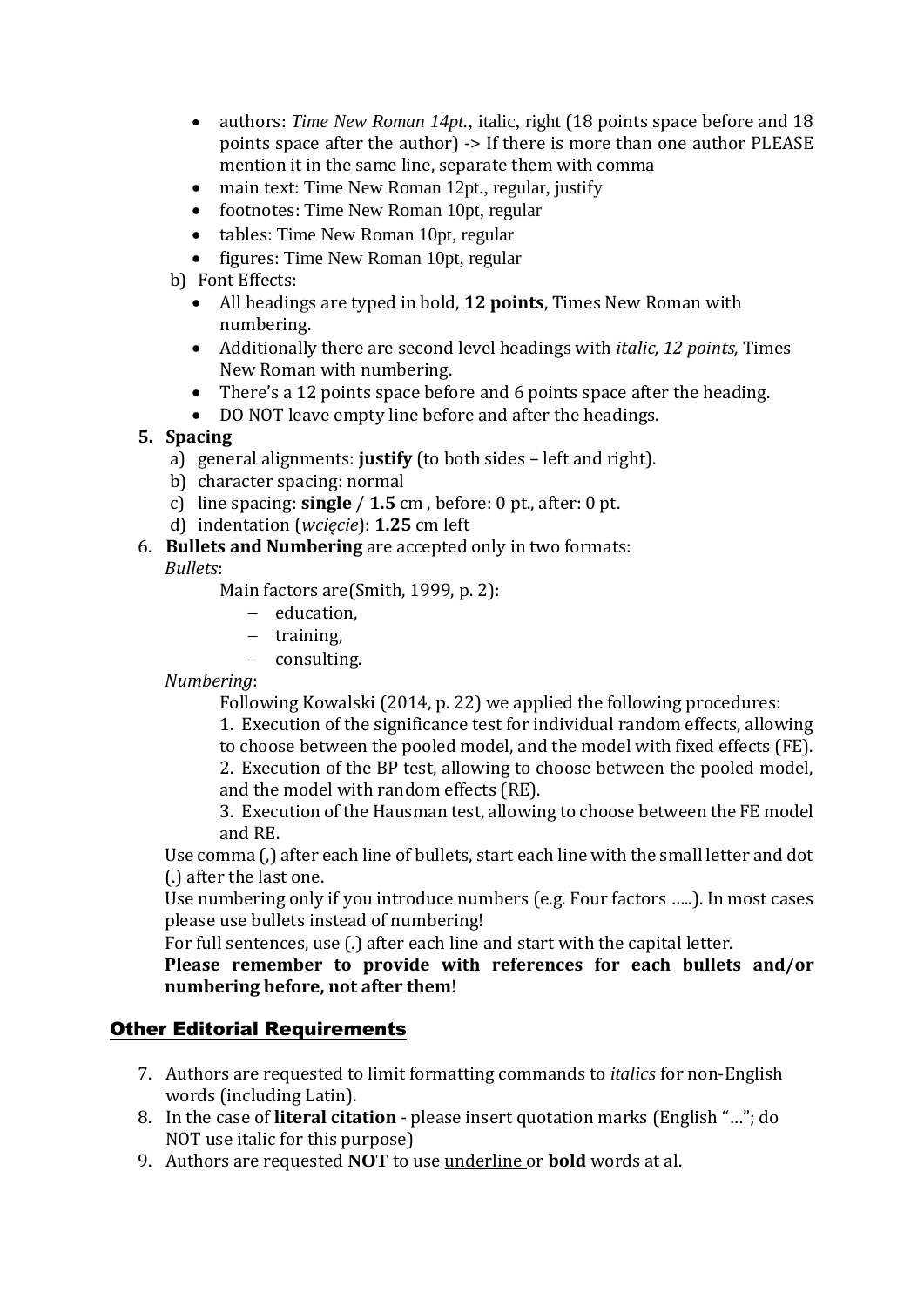- authors: *Time New Roman 14pt.*, italic, right (18 points space before and 18 points space after the author) -> If there is more than one author PLEASE mention it in the same line, separate them with comma
- main text: Time New Roman 12pt., regular, justify
- footnotes: Time New Roman 10pt, regular
- tables: Time New Roman 10pt, regular
- figures: Time New Roman 10pt, regular

b) Font Effects:

- All headings are typed in bold, **12 points**, Times New Roman with numbering.
- Additionally there are second level headings with *italic, 12 points,* Times New Roman with numbering.
- There's a 12 points space before and 6 points space after the heading.
- DO NOT leave empty line before and after the headings.

**5. Spacing**

a) general alignments: **justify** (to both sides – left and right).
b) character spacing: normal
c) line spacing: **single** / **1.5** cm , before: 0 pt., after: 0 pt.
d) indentation (*wcięcie*): **1.25** cm left

6. **Bullets and Numbering** are accepted only in two formats:

*Bullets*:

Main factors are(Smith, 1999, p. 2):

- education,
- training,
- consulting.

*Numbering*:

Following Kowalski (2014, p. 22) we applied the following procedures:

1. Execution of the significance test for individual random effects, allowing to choose between the pooled model, and the model with fixed effects (FE).
2. Execution of the BP test, allowing to choose between the pooled model, and the model with random effects (RE).
3. Execution of the Hausman test, allowing to choose between the FE model and RE.

Use comma (,) after each line of bullets, start each line with the small letter and dot (.) after the last one.

Use numbering only if you introduce numbers (e.g. Four factors .....). In most cases please use bullets instead of numbering!

For full sentences, use (.) after each line and start with the capital letter.

**Please remember to provide with references for each bullets and/or numbering before, not after them**!

## Other Editorial Requirements

7. Authors are requested to limit formatting commands to *italics* for non-English words (including Latin).
8. In the case of **literal citation** - please insert quotation marks (English "…"; do NOT use italic for this purpose)
9. Authors are requested **NOT** to use underline or **bold** words at al.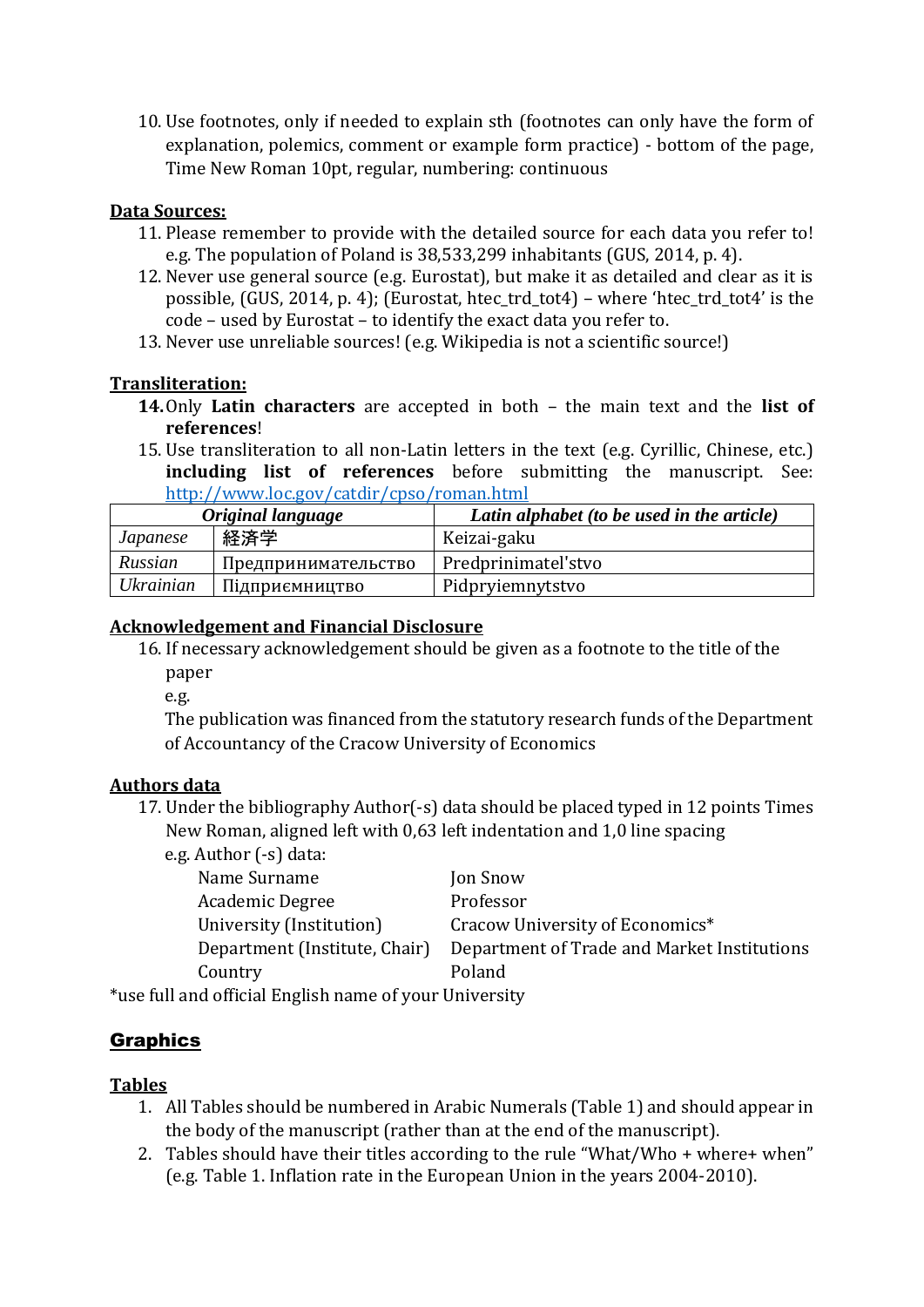10. Use footnotes, only if needed to explain sth (footnotes can only have the form of explanation, polemics, comment or example form practice) - bottom of the page, Time New Roman 10pt, regular, numbering: continuous

**Data Sources:**

11. Please remember to provide with the detailed source for each data you refer to! e.g. The population of Poland is 38,533,299 inhabitants (GUS, 2014, p. 4).
12. Never use general source (e.g. Eurostat), but make it as detailed and clear as it is possible, (GUS, 2014, p. 4); (Eurostat, htec_trd_tot4) – where 'htec_trd_tot4' is the code – used by Eurostat – to identify the exact data you refer to.
13. Never use unreliable sources! (e.g. Wikipedia is not a scientific source!)

**Transliteration:**

14. Only **Latin characters** are accepted in both – the main text and the **list of references**!
15. Use transliteration to all non-Latin letters in the text (e.g. Cyrillic, Chinese, etc.) **including list of references** before submitting the manuscript. See: http://www.loc.gov/catdir/cpso/roman.html

| *Original language* | | *Latin alphabet (to be used in the article)* |
|---|---|---|
| *Japanese* | 経済学 | Keizai-gaku |
| *Russian* | Предпринимательство | Predprinimatel'stvo |
| *Ukrainian* | Підприємництво | Pidpryiemnytstvo |

**Acknowledgement and Financial Disclosure**

16. If necessary acknowledgement should be given as a footnote to the title of the paper
    e.g.
    The publication was financed from the statutory research funds of the Department of Accountancy of the Cracow University of Economics

**Authors data**

17. Under the bibliography Author(-s) data should be placed typed in 12 points Times New Roman, aligned left with 0,63 left indentation and 1,0 line spacing
    e.g. Author (-s) data:

| | |
|---|---|
| Name Surname | Jon Snow |
| Academic Degree | Professor |
| University (Institution) | Cracow University of Economics* |
| Department (Institute, Chair) | Department of Trade and Market Institutions |
| Country | Poland |

*use full and official English name of your University

## Graphics

**Tables**

1. All Tables should be numbered in Arabic Numerals (Table 1) and should appear in the body of the manuscript (rather than at the end of the manuscript).
2. Tables should have their titles according to the rule "What/Who + where+ when" (e.g. Table 1. Inflation rate in the European Union in the years 2004-2010).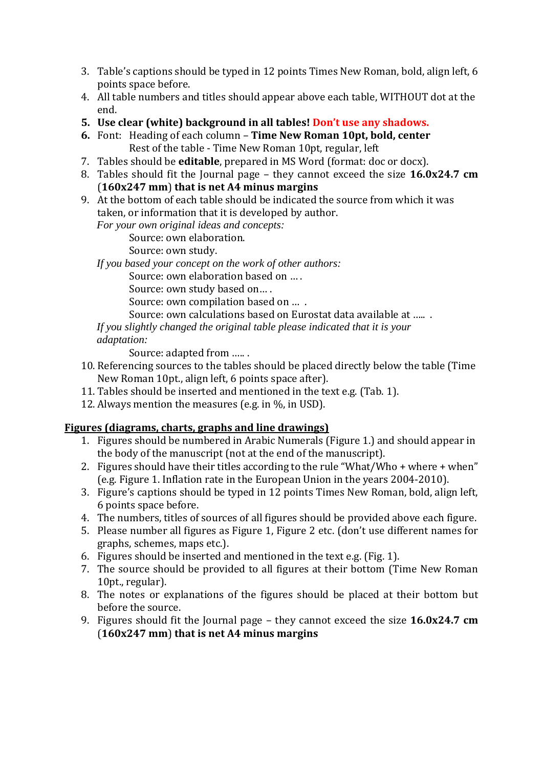3. Table's captions should be typed in 12 points Times New Roman, bold, align left, 6 points space before.
4. All table numbers and titles should appear above each table, WITHOUT dot at the end.
5. **Use clear (white) background in all tables! Don't use any shadows.**
6. Font: Heading of each column – **Time New Roman 10pt, bold, center**
   Rest of the table - Time New Roman 10pt, regular, left
7. Tables should be **editable**, prepared in MS Word (format: doc or docx).
8. Tables should fit the Journal page – they cannot exceed the size **16.0x24.7 cm** (**160x247 mm**) **that is net A4 minus margins**
9. At the bottom of each table should be indicated the source from which it was taken, or information that it is developed by author.
   *For your own original ideas and concepts:*
      Source: own elaboration.
      Source: own study.
   *If you based your concept on the work of other authors:*
      Source: own elaboration based on … .
      Source: own study based on… .
      Source: own compilation based on … .
      Source: own calculations based on Eurostat data available at ….. .
   *If you slightly changed the original table please indicated that it is your adaptation:*
      Source: adapted from ….. .
10. Referencing sources to the tables should be placed directly below the table (Time New Roman 10pt., align left, 6 points space after).
11. Tables should be inserted and mentioned in the text e.g. (Tab. 1).
12. Always mention the measures (e.g. in %, in USD).

**<u>Figures (diagrams, charts, graphs and line drawings)</u>**

1. Figures should be numbered in Arabic Numerals (Figure 1.) and should appear in the body of the manuscript (not at the end of the manuscript).
2. Figures should have their titles according to the rule "What/Who + where + when" (e.g. Figure 1. Inflation rate in the European Union in the years 2004-2010).
3. Figure's captions should be typed in 12 points Times New Roman, bold, align left, 6 points space before.
4. The numbers, titles of sources of all figures should be provided above each figure.
5. Please number all figures as Figure 1, Figure 2 etc. (don't use different names for graphs, schemes, maps etc.).
6. Figures should be inserted and mentioned in the text e.g. (Fig. 1).
7. The source should be provided to all figures at their bottom (Time New Roman 10pt., regular).
8. The notes or explanations of the figures should be placed at their bottom but before the source.
9. Figures should fit the Journal page – they cannot exceed the size **16.0x24.7 cm** (**160x247 mm**) **that is net A4 minus margins**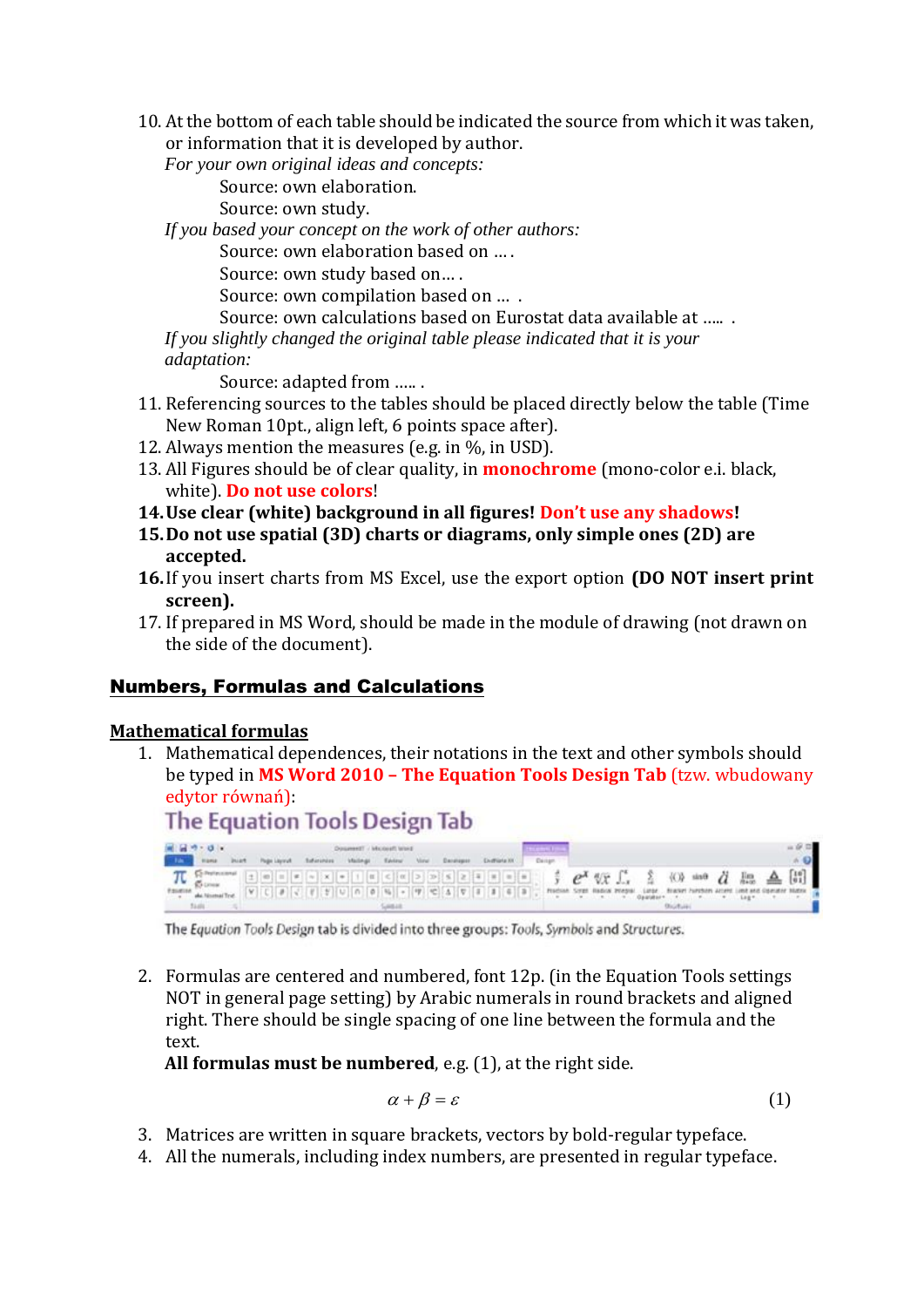10. At the bottom of each table should be indicated the source from which it was taken, or information that it is developed by author.
    *For your own original ideas and concepts:*
    Source: own elaboration.
    Source: own study.
    *If you based your concept on the work of other authors:*
    Source: own elaboration based on …. .
    Source: own study based on…. .
    Source: own compilation based on … .
    Source: own calculations based on Eurostat data available at ….. .
    *If you slightly changed the original table please indicated that it is your adaptation:*
    Source: adapted from ….. .
11. Referencing sources to the tables should be placed directly below the table (Time New Roman 10pt., align left, 6 points space after).
12. Always mention the measures (e.g. in %, in USD).
13. All Figures should be of clear quality, in **monochrome** (mono-color e.i. black, white). **Do not use colors**!
14. **Use clear (white) background in all figures! Don't use any shadows!**
15. **Do not use spatial (3D) charts or diagrams, only simple ones (2D) are accepted.**
16. If you insert charts from MS Excel, use the export option **(DO NOT insert print screen).**
17. If prepared in MS Word, should be made in the module of drawing (not drawn on the side of the document).

## Numbers, Formulas and Calculations

### Mathematical formulas

1. Mathematical dependences, their notations in the text and other symbols should be typed in **MS Word 2010 – The Equation Tools Design Tab** (tzw. wbudowany edytor równań):

   The Equation Tools Design Tab

   The *Equation Tools Design* tab is divided into three groups: *Tools*, *Symbols* and *Structures*.

2. Formulas are centered and numbered, font 12p. (in the Equation Tools settings NOT in general page setting) by Arabic numerals in round brackets and aligned right. There should be single spacing of one line between the formula and the text.
   **All formulas must be numbered**, e.g. (1), at the right side.

$$\alpha + \beta = \varepsilon \qquad (1)$$

3. Matrices are written in square brackets, vectors by bold-regular typeface.
4. All the numerals, including index numbers, are presented in regular typeface.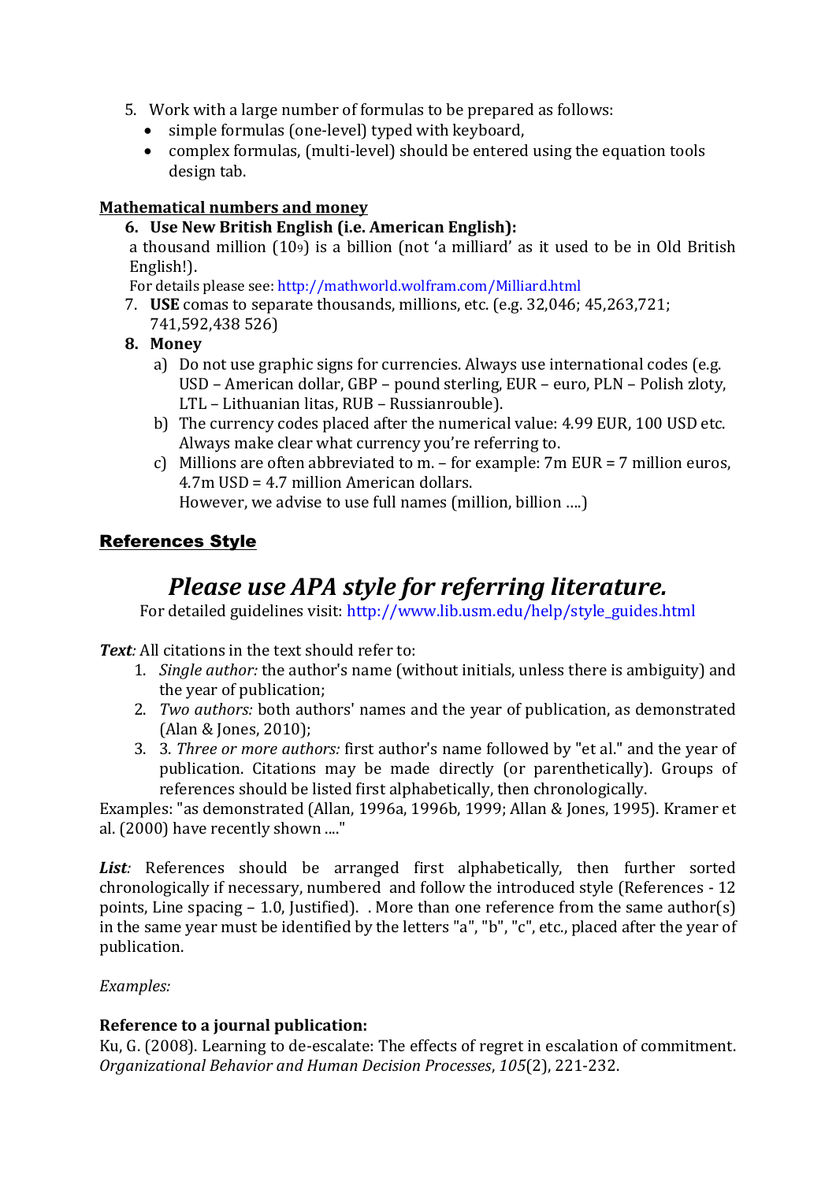5. Work with a large number of formulas to be prepared as follows:
   - simple formulas (one-level) typed with keyboard,
   - complex formulas, (multi-level) should be entered using the equation tools design tab.

**Mathematical numbers and money**

6. **Use New British English (i.e. American English):**
   a thousand million ($10^9$) is a billion (not 'a milliard' as it used to be in Old British English!).
   For details please see: http://mathworld.wolfram.com/Milliard.html
7. **USE** comas to separate thousands, millions, etc. (e.g. 32,046; 45,263,721; 741,592,438 526)
8. **Money**
   a) Do not use graphic signs for currencies. Always use international codes (e.g. USD – American dollar, GBP – pound sterling, EUR – euro, PLN – Polish zloty, LTL – Lithuanian litas, RUB – Russianrouble).
   b) The currency codes placed after the numerical value: 4.99 EUR, 100 USD etc. Always make clear what currency you're referring to.
   c) Millions are often abbreviated to m. – for example: 7m EUR = 7 million euros, 4.7m USD = 4.7 million American dollars.
   However, we advise to use full names (million, billion ….)

## References Style

## *Please use APA style for referring literature.*

For detailed guidelines visit: http://www.lib.usm.edu/help/style_guides.html

***Text**:* All citations in the text should refer to:

1. *Single author:* the author's name (without initials, unless there is ambiguity) and the year of publication;
2. *Two authors:* both authors' names and the year of publication, as demonstrated (Alan & Jones, 2010);
3. 3. *Three or more authors:* first author's name followed by "et al." and the year of publication. Citations may be made directly (or parenthetically). Groups of references should be listed first alphabetically, then chronologically.

Examples: "as demonstrated (Allan, 1996a, 1996b, 1999; Allan & Jones, 1995). Kramer et al. (2000) have recently shown ...."

***List**:* References should be arranged first alphabetically, then further sorted chronologically if necessary, numbered and follow the introduced style (References - 12 points, Line spacing – 1.0, Justified). . More than one reference from the same author(s) in the same year must be identified by the letters "a", "b", "c", etc., placed after the year of publication.

*Examples:*

**Reference to a journal publication:**

Ku, G. (2008). Learning to de-escalate: The effects of regret in escalation of commitment. *Organizational Behavior and Human Decision Processes*, *105*(2), 221-232.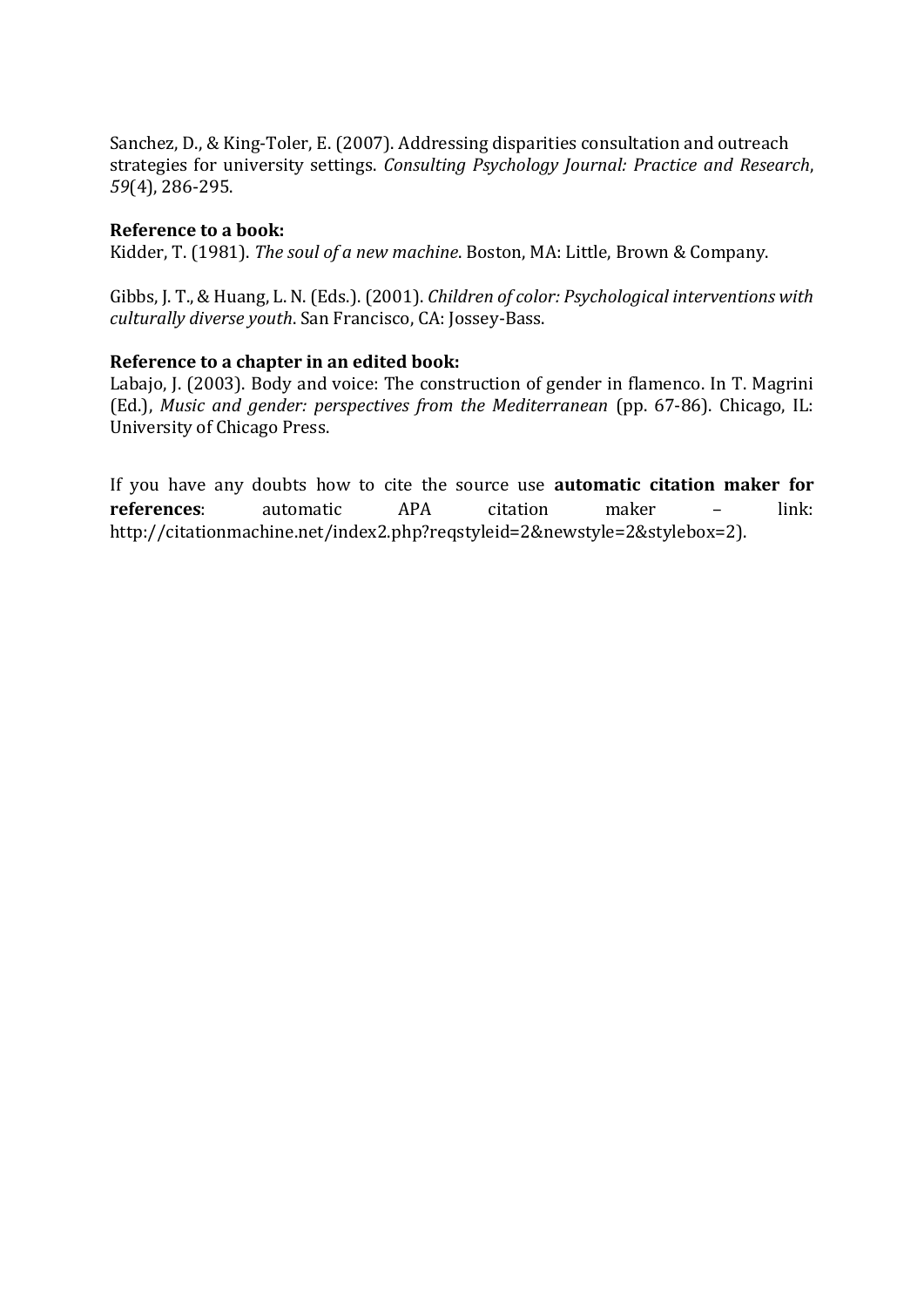Sanchez, D., & King-Toler, E. (2007). Addressing disparities consultation and outreach strategies for university settings. *Consulting Psychology Journal: Practice and Research*, *59*(4), 286-295.

**Reference to a book:**
Kidder, T. (1981). *The soul of a new machine*. Boston, MA: Little, Brown & Company.

Gibbs, J. T., & Huang, L. N. (Eds.). (2001). *Children of color: Psychological interventions with culturally diverse youth*. San Francisco, CA: Jossey-Bass.

**Reference to a chapter in an edited book:**
Labajo, J. (2003). Body and voice: The construction of gender in flamenco. In T. Magrini (Ed.), *Music and gender: perspectives from the Mediterranean* (pp. 67-86). Chicago, IL: University of Chicago Press.

If you have any doubts how to cite the source use **automatic citation maker for references**: automatic APA citation maker – link: http://citationmachine.net/index2.php?reqstyleid=2&newstyle=2&stylebox=2).